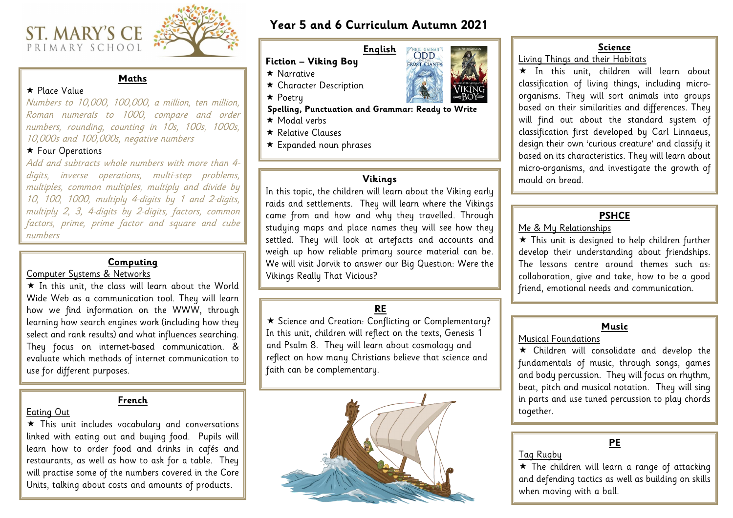ST. MARY'S CE PRIMARY SCHOOL

# Year 5 and 6 Curriculum Autumn 2021

## Maths

★ Place Value

*Numbers to 10,000, 100,000, a million, ten million, Roman numerals to 1000, compare and order numbers, rounding, counting in 10s, 100s, 1000s, 10,000s and 100,000s, negative numbers*

★ Four Operations

*Add and subtracts whole numbers with more than 4-digits, inverse operations, multi-step problems, multiples, common multiples, multiply and divide by 10, 100, 1000, multiply 4-digits by 1 and 2-digits, multiply 2, 3, 4-digits by 2-digits, factors, common factors, prime, prime factor and square and cube numbers*

## Computing

Computer Systems & Networks

★ In this unit, the class will learn about the World Wide Web as a communication tool. They will learn how we find information on the WWW, through learning how search engines work (including how they select and rank results) and what influences searching. They focus on internet-based communication. & evaluate which methods of internet communication to use for different purposes.

## French

Eating Out

★ This unit includes vocabulary and conversations linked with eating out and buying food. Pupils will learn how to order food and drinks in cafés and restaurants, as well as how to ask for a table. They will practise some of the numbers covered in the Core Units, talking about costs and amounts of products.

## English

**Fiction – Viking Boy**

★ Narrative
★ Character Description
★ Poetry

**Spelling, Punctuation and Grammar: Ready to Write**

★ Modal verbs
★ Relative Clauses
★ Expanded noun phrases

## Vikings

In this topic, the children will learn about the Viking early raids and settlements. They will learn where the Vikings came from and how and why they travelled. Through studying maps and place names they will see how they settled. They will look at artefacts and accounts and weigh up how reliable primary source material can be. We will visit Jorvik to answer our Big Question: Were the Vikings Really That Vicious?

## RE

★ Science and Creation: Conflicting or Complementary? In this unit, children will reflect on the texts, Genesis 1 and Psalm 8. They will learn about cosmology and reflect on how many Christians believe that science and faith can be complementary.

## Science

Living Things and their Habitats

★ In this unit, children will learn about classification of living things, including micro-organisms. They will sort animals into groups based on their similarities and differences. They will find out about the standard system of classification first developed by Carl Linnaeus, design their own 'curious creature' and classify it based on its characteristics. They will learn about micro-organisms, and investigate the growth of mould on bread.

## PSHCE

Me & My Relationships

★ This unit is designed to help children further develop their understanding about friendships. The lessons centre around themes such as: collaboration, give and take, how to be a good friend, emotional needs and communication.

## Music

Musical Foundations

★ Children will consolidate and develop the fundamentals of music, through songs, games and body percussion. They will focus on rhythm, beat, pitch and musical notation. They will sing in parts and use tuned percussion to play chords together.

## PE

Tag Rugby

★ The children will learn a range of attacking and defending tactics as well as building on skills when moving with a ball.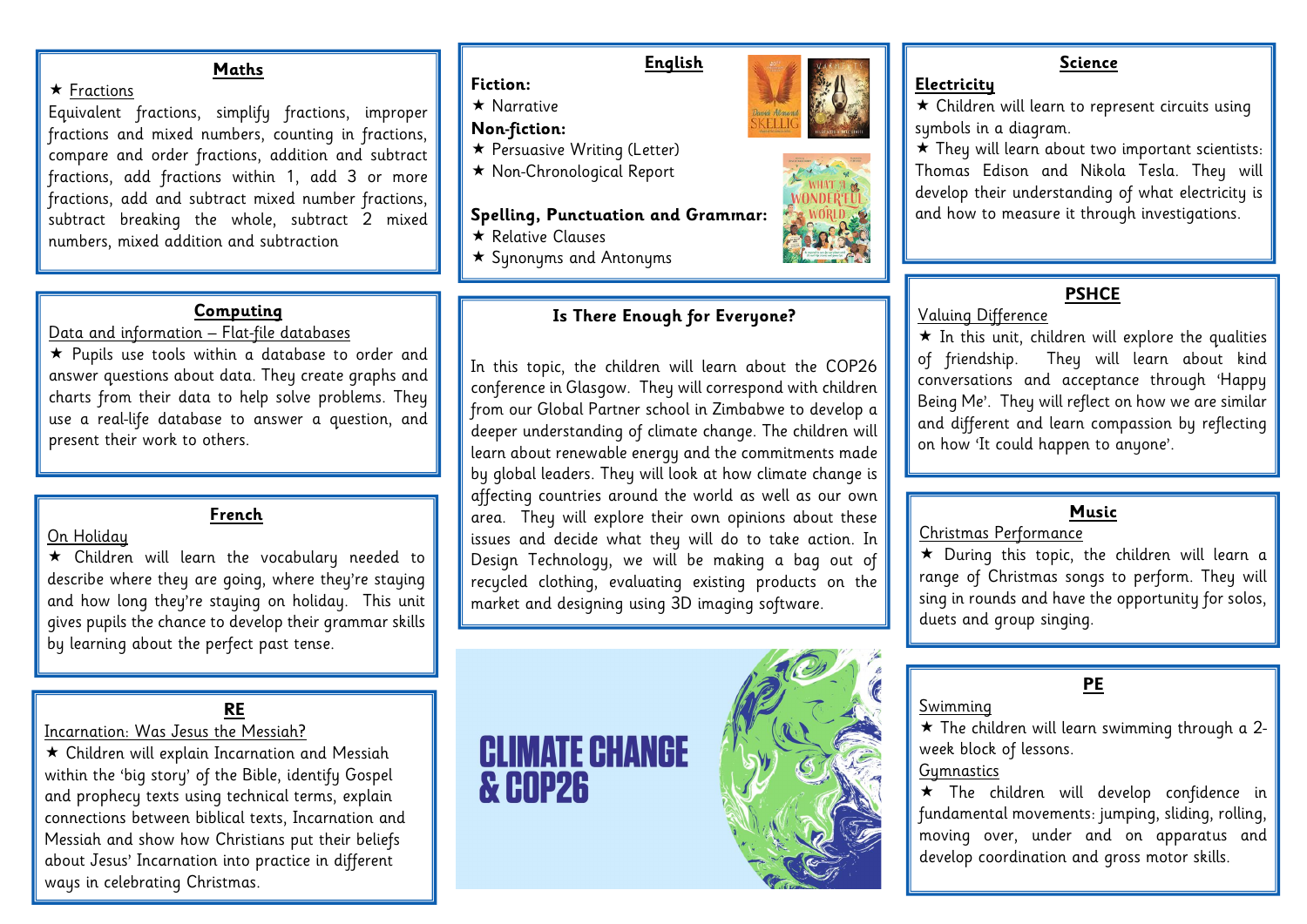## Maths

★ Fractions

Equivalent fractions, simplify fractions, improper fractions and mixed numbers, counting in fractions, compare and order fractions, addition and subtract fractions, add fractions within 1, add 3 or more fractions, add and subtract mixed number fractions, subtract breaking the whole, subtract 2 mixed numbers, mixed addition and subtraction

## Computing

Data and information – Flat-file databases

★ Pupils use tools within a database to order and answer questions about data. They create graphs and charts from their data to help solve problems. They use a real-life database to answer a question, and present their work to others.

## French

On Holiday

★ Children will learn the vocabulary needed to describe where they are going, where they're staying and how long they're staying on holiday. This unit gives pupils the chance to develop their grammar skills by learning about the perfect past tense.

## RE

Incarnation: Was Jesus the Messiah?

★ Children will explain Incarnation and Messiah within the 'big story' of the Bible, identify Gospel and prophecy texts using technical terms, explain connections between biblical texts, Incarnation and Messiah and show how Christians put their beliefs about Jesus' Incarnation into practice in different ways in celebrating Christmas.

## English

**Fiction:**
★ Narrative

**Non-fiction:**
★ Persuasive Writing (Letter)
★ Non-Chronological Report

**Spelling, Punctuation and Grammar:**
★ Relative Clauses
★ Synonyms and Antonyms

## Is There Enough for Everyone?

In this topic, the children will learn about the COP26 conference in Glasgow. They will correspond with children from our Global Partner school in Zimbabwe to develop a deeper understanding of climate change. The children will learn about renewable energy and the commitments made by global leaders. They will look at how climate change is affecting countries around the world as well as our own area. They will explore their own opinions about these issues and decide what they will do to take action. In Design Technology, we will be making a bag out of recycled clothing, evaluating existing products on the market and designing using 3D imaging software.

CLIMATE CHANGE & COP26

## Science

**Electricity**

★ Children will learn to represent circuits using symbols in a diagram.

★ They will learn about two important scientists: Thomas Edison and Nikola Tesla. They will develop their understanding of what electricity is and how to measure it through investigations.

## PSHCE

Valuing Difference

★ In this unit, children will explore the qualities of friendship. They will learn about kind conversations and acceptance through 'Happy Being Me'. They will reflect on how we are similar and different and learn compassion by reflecting on how 'It could happen to anyone'.

## Music

Christmas Performance

★ During this topic, the children will learn a range of Christmas songs to perform. They will sing in rounds and have the opportunity for solos, duets and group singing.

## PE

Swimming

★ The children will learn swimming through a 2-week block of lessons.

Gymnastics

★ The children will develop confidence in fundamental movements: jumping, sliding, rolling, moving over, under and on apparatus and develop coordination and gross motor skills.